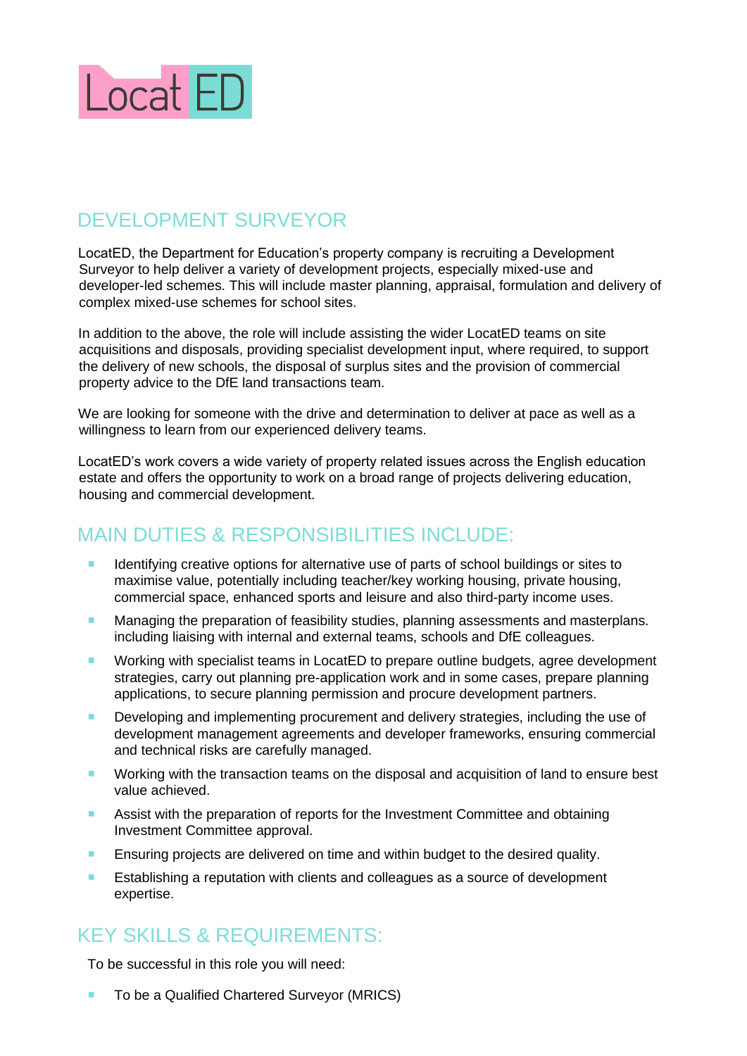LocatED

## DEVELOPMENT SURVEYOR

LocatED, the Department for Education's property company is recruiting a Development Surveyor to help deliver a variety of development projects, especially mixed-use and developer-led schemes. This will include master planning, appraisal, formulation and delivery of complex mixed-use schemes for school sites.

In addition to the above, the role will include assisting the wider LocatED teams on site acquisitions and disposals, providing specialist development input, where required, to support the delivery of new schools, the disposal of surplus sites and the provision of commercial property advice to the DfE land transactions team.

We are looking for someone with the drive and determination to deliver at pace as well as a willingness to learn from our experienced delivery teams.

LocatED's work covers a wide variety of property related issues across the English education estate and offers the opportunity to work on a broad range of projects delivering education, housing and commercial development.

## MAIN DUTIES & RESPONSIBILITIES INCLUDE:

- Identifying creative options for alternative use of parts of school buildings or sites to maximise value, potentially including teacher/key working housing, private housing, commercial space, enhanced sports and leisure and also third-party income uses.
- Managing the preparation of feasibility studies, planning assessments and masterplans. including liaising with internal and external teams, schools and DfE colleagues.
- Working with specialist teams in LocatED to prepare outline budgets, agree development strategies, carry out planning pre-application work and in some cases, prepare planning applications, to secure planning permission and procure development partners.
- Developing and implementing procurement and delivery strategies, including the use of development management agreements and developer frameworks, ensuring commercial and technical risks are carefully managed.
- Working with the transaction teams on the disposal and acquisition of land to ensure best value achieved.
- Assist with the preparation of reports for the Investment Committee and obtaining Investment Committee approval.
- Ensuring projects are delivered on time and within budget to the desired quality.
- Establishing a reputation with clients and colleagues as a source of development expertise.

## KEY SKILLS & REQUIREMENTS:

To be successful in this role you will need:

- To be a Qualified Chartered Surveyor (MRICS)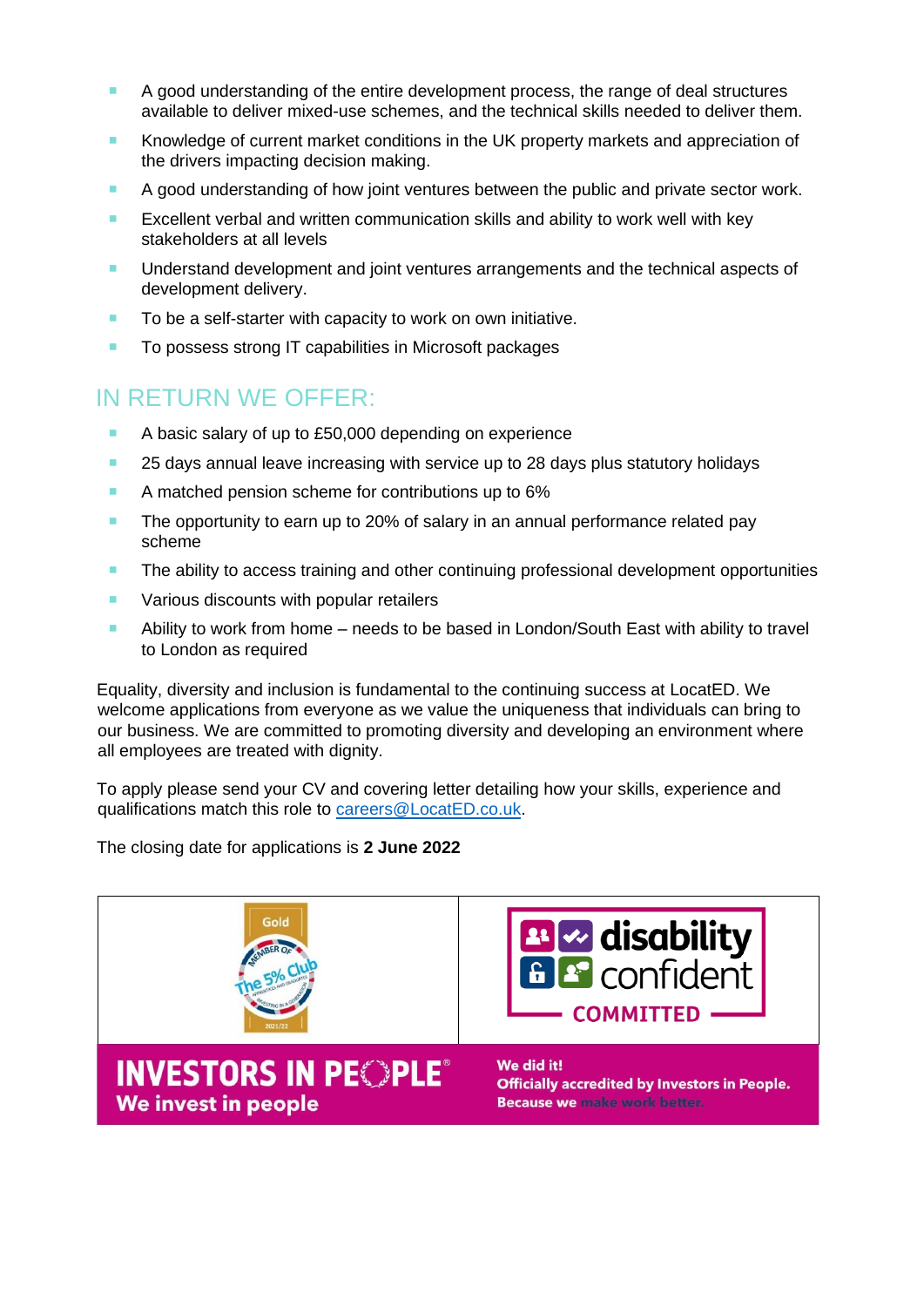- A good understanding of the entire development process, the range of deal structures available to deliver mixed-use schemes, and the technical skills needed to deliver them.
- Knowledge of current market conditions in the UK property markets and appreciation of the drivers impacting decision making.
- A good understanding of how joint ventures between the public and private sector work.
- Excellent verbal and written communication skills and ability to work well with key stakeholders at all levels
- Understand development and joint ventures arrangements and the technical aspects of development delivery.
- To be a self-starter with capacity to work on own initiative.
- To possess strong IT capabilities in Microsoft packages

## IN RETURN WE OFFER:

- A basic salary of up to £50,000 depending on experience
- 25 days annual leave increasing with service up to 28 days plus statutory holidays
- A matched pension scheme for contributions up to 6%
- The opportunity to earn up to 20% of salary in an annual performance related pay scheme
- The ability to access training and other continuing professional development opportunities
- Various discounts with popular retailers
- Ability to work from home – needs to be based in London/South East with ability to travel to London as required

Equality, diversity and inclusion is fundamental to the continuing success at LocatED. We welcome applications from everyone as we value the uniqueness that individuals can bring to our business. We are committed to promoting diversity and developing an environment where all employees are treated with dignity.

To apply please send your CV and covering letter detailing how your skills, experience and qualifications match this role to careers@LocatED.co.uk.

The closing date for applications is **2 June 2022**

Gold
Member of The 5% Club
2021/22

disability confident
COMMITTED

INVESTORS IN PEOPLE®
We invest in people

We did it!
Officially accredited by Investors in People.
Because we make work better.